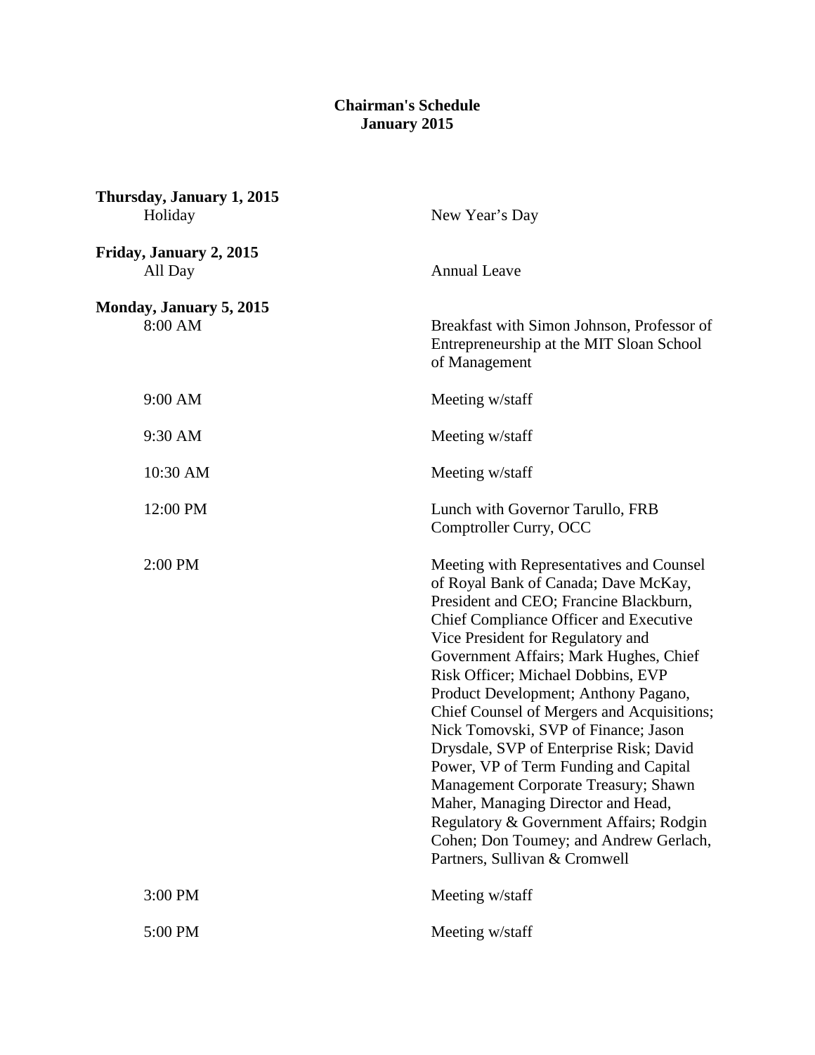# Chairman's Schedule
## January 2015

**Thursday, January 1, 2015**

| | |
|---|---|
| Holiday | New Year's Day |

**Friday, January 2, 2015**

| | |
|---|---|
| All Day | Annual Leave |

**Monday, January 5, 2015**

| | |
|---|---|
| 8:00 AM | Breakfast with Simon Johnson, Professor of Entrepreneurship at the MIT Sloan School of Management |
| 9:00 AM | Meeting w/staff |
| 9:30 AM | Meeting w/staff |
| 10:30 AM | Meeting w/staff |
| 12:00 PM | Lunch with Governor Tarullo, FRB<br>Comptroller Curry, OCC |
| 2:00 PM | Meeting with Representatives and Counsel of Royal Bank of Canada; Dave McKay, President and CEO; Francine Blackburn, Chief Compliance Officer and Executive Vice President for Regulatory and Government Affairs; Mark Hughes, Chief Risk Officer; Michael Dobbins, EVP Product Development; Anthony Pagano, Chief Counsel of Mergers and Acquisitions; Nick Tomovski, SVP of Finance; Jason Drysdale, SVP of Enterprise Risk; David Power, VP of Term Funding and Capital Management Corporate Treasury; Shawn Maher, Managing Director and Head, Regulatory & Government Affairs; Rodgin Cohen; Don Toumey; and Andrew Gerlach, Partners, Sullivan & Cromwell |
| 3:00 PM | Meeting w/staff |
| 5:00 PM | Meeting w/staff |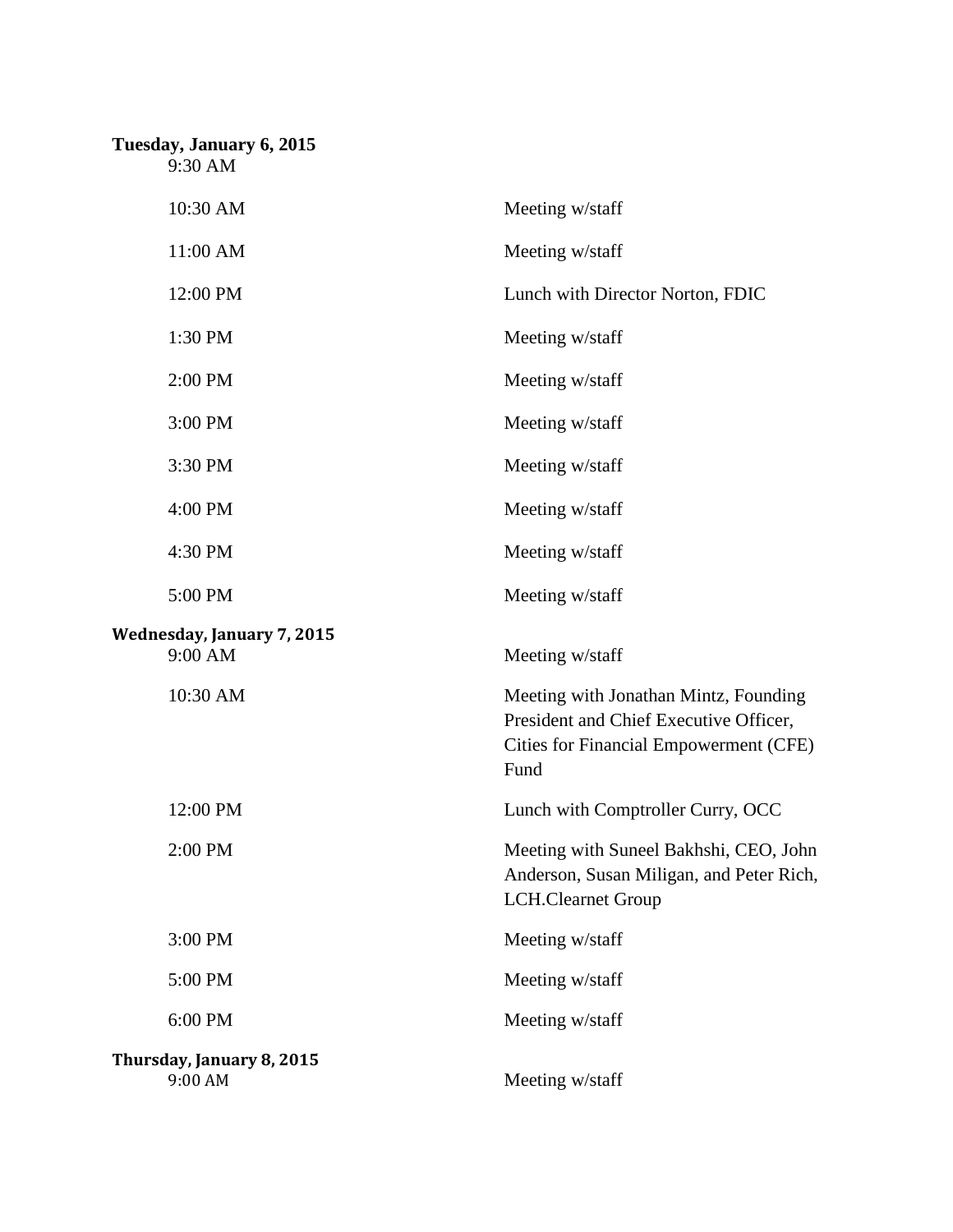**Tuesday, January 6, 2015**

| | |
|---|---|
| 9:30 AM | |
| 10:30 AM | Meeting w/staff |
| 11:00 AM | Meeting w/staff |
| 12:00 PM | Lunch with Director Norton, FDIC |
| 1:30 PM | Meeting w/staff |
| 2:00 PM | Meeting w/staff |
| 3:00 PM | Meeting w/staff |
| 3:30 PM | Meeting w/staff |
| 4:00 PM | Meeting w/staff |
| 4:30 PM | Meeting w/staff |
| 5:00 PM | Meeting w/staff |

**Wednesday, January 7, 2015**

| | |
|---|---|
| 9:00 AM | Meeting w/staff |
| 10:30 AM | Meeting with Jonathan Mintz, Founding President and Chief Executive Officer, Cities for Financial Empowerment (CFE) Fund |
| 12:00 PM | Lunch with Comptroller Curry, OCC |
| 2:00 PM | Meeting with Suneel Bakhshi, CEO, John Anderson, Susan Miligan, and Peter Rich, LCH.Clearnet Group |
| 3:00 PM | Meeting w/staff |
| 5:00 PM | Meeting w/staff |
| 6:00 PM | Meeting w/staff |

**Thursday, January 8, 2015**

| | |
|---|---|
| 9:00 AM | Meeting w/staff |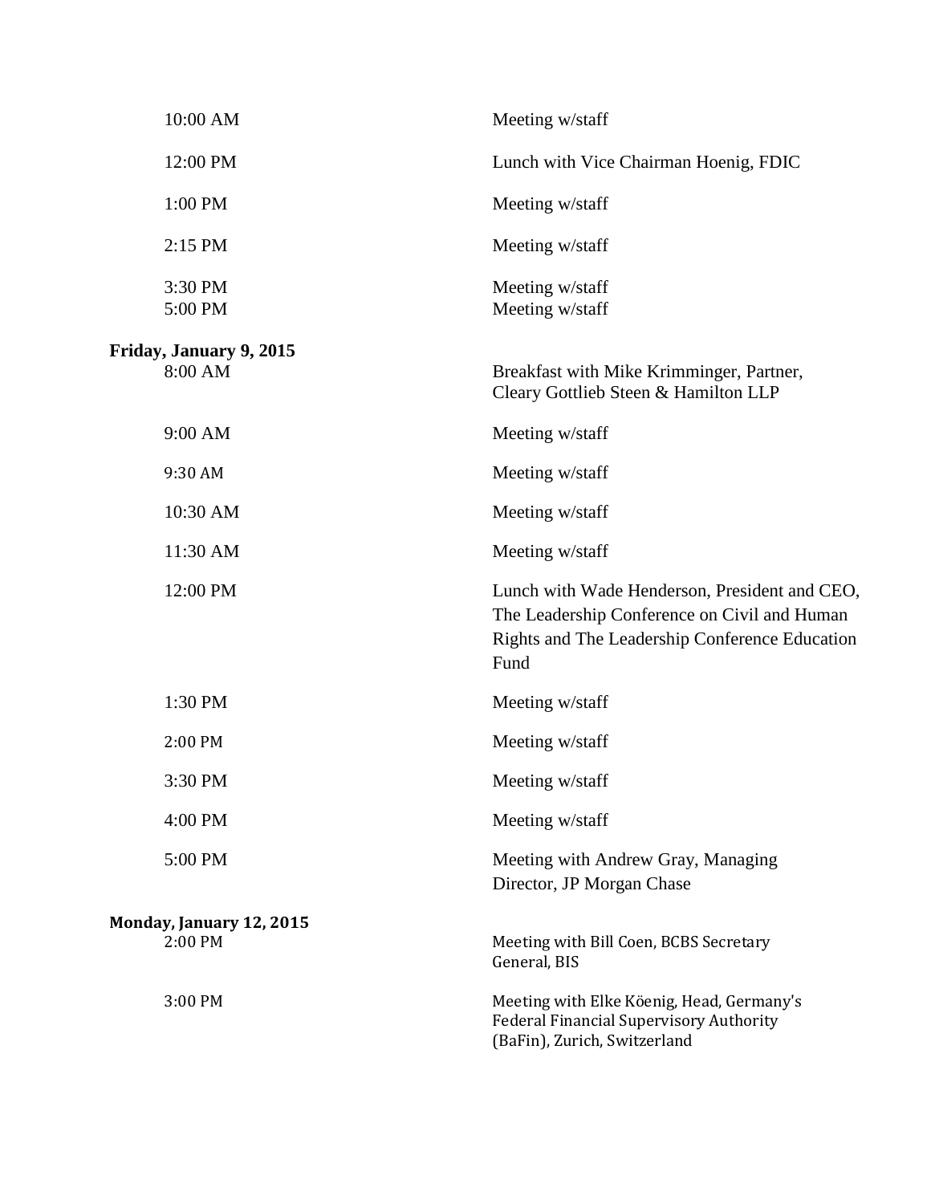| | |
|---|---|
| 10:00 AM | Meeting w/staff |
| 12:00 PM | Lunch with Vice Chairman Hoenig, FDIC |
| 1:00 PM | Meeting w/staff |
| 2:15 PM | Meeting w/staff |
| 3:30 PM | Meeting w/staff |
| 5:00 PM | Meeting w/staff |

**Friday, January 9, 2015**

| | |
|---|---|
| 8:00 AM | Breakfast with Mike Krimminger, Partner, Cleary Gottlieb Steen & Hamilton LLP |
| 9:00 AM | Meeting w/staff |
| 9:30 AM | Meeting w/staff |
| 10:30 AM | Meeting w/staff |
| 11:30 AM | Meeting w/staff |
| 12:00 PM | Lunch with Wade Henderson, President and CEO, The Leadership Conference on Civil and Human Rights and The Leadership Conference Education Fund |
| 1:30 PM | Meeting w/staff |
| 2:00 PM | Meeting w/staff |
| 3:30 PM | Meeting w/staff |
| 4:00 PM | Meeting w/staff |
| 5:00 PM | Meeting with Andrew Gray, Managing Director, JP Morgan Chase |

**Monday, January 12, 2015**

| | |
|---|---|
| 2:00 PM | Meeting with Bill Coen, BCBS Secretary General, BIS |
| 3:00 PM | Meeting with Elke Köenig, Head, Germany's Federal Financial Supervisory Authority (BaFin), Zurich, Switzerland |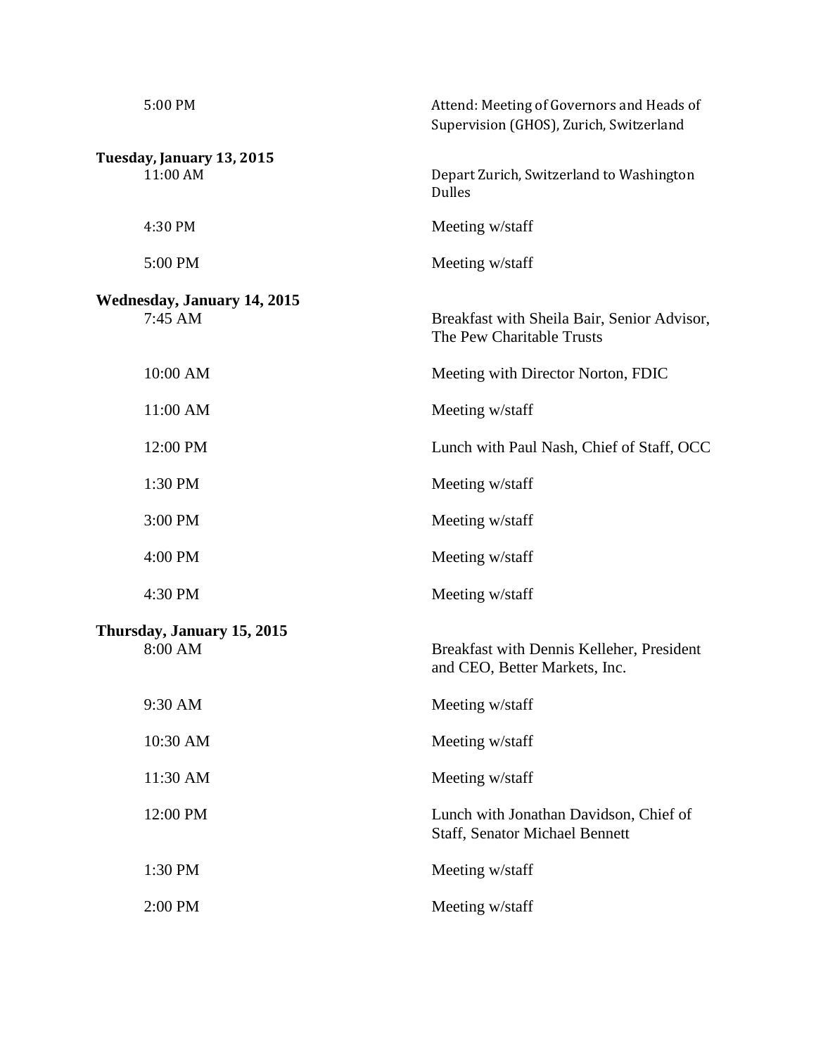5:00 PM Attend: Meeting of Governors and Heads of Supervision (GHOS), Zurich, Switzerland

**Tuesday, January 13, 2015**

| Time | Event |
|---|---|
| 11:00 AM | Depart Zurich, Switzerland to Washington Dulles |
| 4:30 PM | Meeting w/staff |
| 5:00 PM | Meeting w/staff |

**Wednesday, January 14, 2015**

| Time | Event |
|---|---|
| 7:45 AM | Breakfast with Sheila Bair, Senior Advisor, The Pew Charitable Trusts |
| 10:00 AM | Meeting with Director Norton, FDIC |
| 11:00 AM | Meeting w/staff |
| 12:00 PM | Lunch with Paul Nash, Chief of Staff, OCC |
| 1:30 PM | Meeting w/staff |
| 3:00 PM | Meeting w/staff |
| 4:00 PM | Meeting w/staff |
| 4:30 PM | Meeting w/staff |

**Thursday, January 15, 2015**

| Time | Event |
|---|---|
| 8:00 AM | Breakfast with Dennis Kelleher, President and CEO, Better Markets, Inc. |
| 9:30 AM | Meeting w/staff |
| 10:30 AM | Meeting w/staff |
| 11:30 AM | Meeting w/staff |
| 12:00 PM | Lunch with Jonathan Davidson, Chief of Staff, Senator Michael Bennett |
| 1:30 PM | Meeting w/staff |
| 2:00 PM | Meeting w/staff |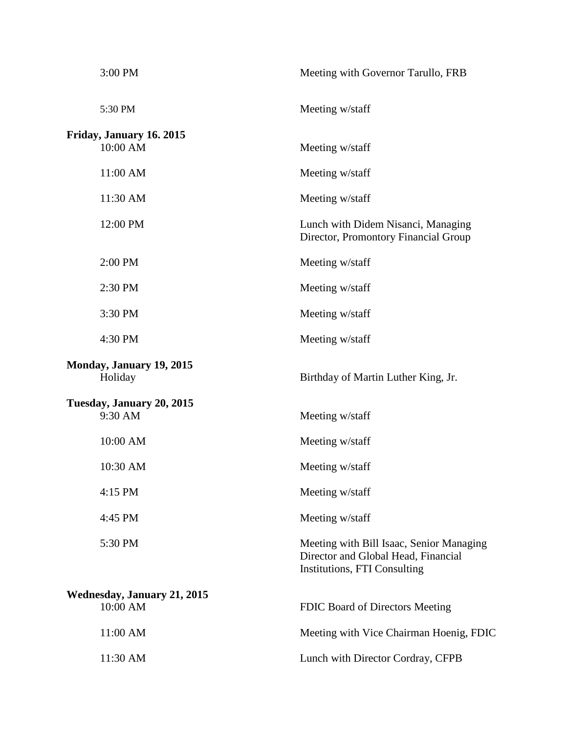| | |
|---|---|
| 3:00 PM | Meeting with Governor Tarullo, FRB |
| 5:30 PM | Meeting w/staff |

**Friday, January 16. 2015**

| | |
|---|---|
| 10:00 AM | Meeting w/staff |
| 11:00 AM | Meeting w/staff |
| 11:30 AM | Meeting w/staff |
| 12:00 PM | Lunch with Didem Nisanci, Managing Director, Promontory Financial Group |
| 2:00 PM | Meeting w/staff |
| 2:30 PM | Meeting w/staff |
| 3:30 PM | Meeting w/staff |
| 4:30 PM | Meeting w/staff |

**Monday, January 19, 2015**

| | |
|---|---|
| Holiday | Birthday of Martin Luther King, Jr. |

**Tuesday, January 20, 2015**

| | |
|---|---|
| 9:30 AM | Meeting w/staff |
| 10:00 AM | Meeting w/staff |
| 10:30 AM | Meeting w/staff |
| 4:15 PM | Meeting w/staff |
| 4:45 PM | Meeting w/staff |
| 5:30 PM | Meeting with Bill Isaac, Senior Managing Director and Global Head, Financial Institutions, FTI Consulting |

**Wednesday, January 21, 2015**

| | |
|---|---|
| 10:00 AM | FDIC Board of Directors Meeting |
| 11:00 AM | Meeting with Vice Chairman Hoenig, FDIC |
| 11:30 AM | Lunch with Director Cordray, CFPB |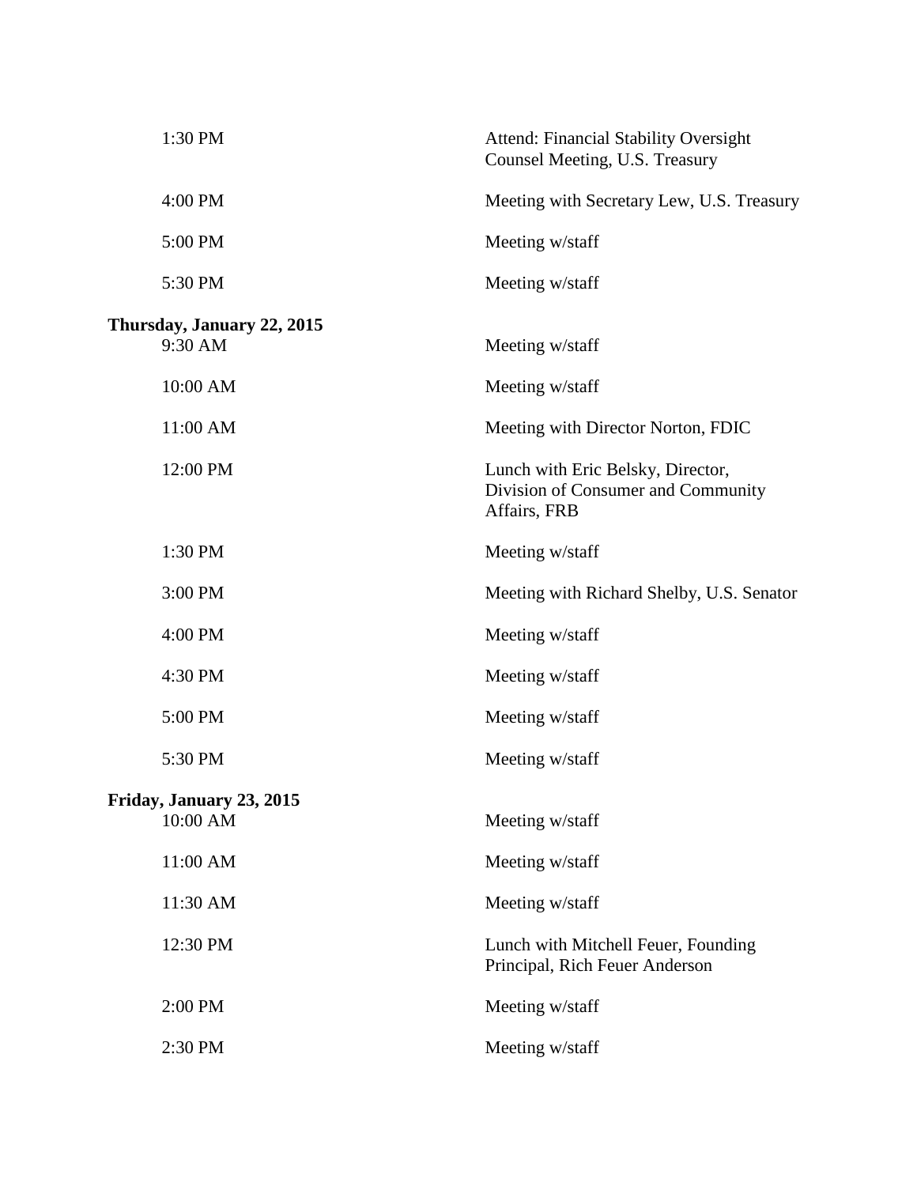| | |
|---|---|
| 1:30 PM | Attend: Financial Stability Oversight Counsel Meeting, U.S. Treasury |
| 4:00 PM | Meeting with Secretary Lew, U.S. Treasury |
| 5:00 PM | Meeting w/staff |
| 5:30 PM | Meeting w/staff |

**Thursday, January 22, 2015**

| | |
|---|---|
| 9:30 AM | Meeting w/staff |
| 10:00 AM | Meeting w/staff |
| 11:00 AM | Meeting with Director Norton, FDIC |
| 12:00 PM | Lunch with Eric Belsky, Director, Division of Consumer and Community Affairs, FRB |
| 1:30 PM | Meeting w/staff |
| 3:00 PM | Meeting with Richard Shelby, U.S. Senator |
| 4:00 PM | Meeting w/staff |
| 4:30 PM | Meeting w/staff |
| 5:00 PM | Meeting w/staff |
| 5:30 PM | Meeting w/staff |

**Friday, January 23, 2015**

| | |
|---|---|
| 10:00 AM | Meeting w/staff |
| 11:00 AM | Meeting w/staff |
| 11:30 AM | Meeting w/staff |
| 12:30 PM | Lunch with Mitchell Feuer, Founding Principal, Rich Feuer Anderson |
| 2:00 PM | Meeting w/staff |
| 2:30 PM | Meeting w/staff |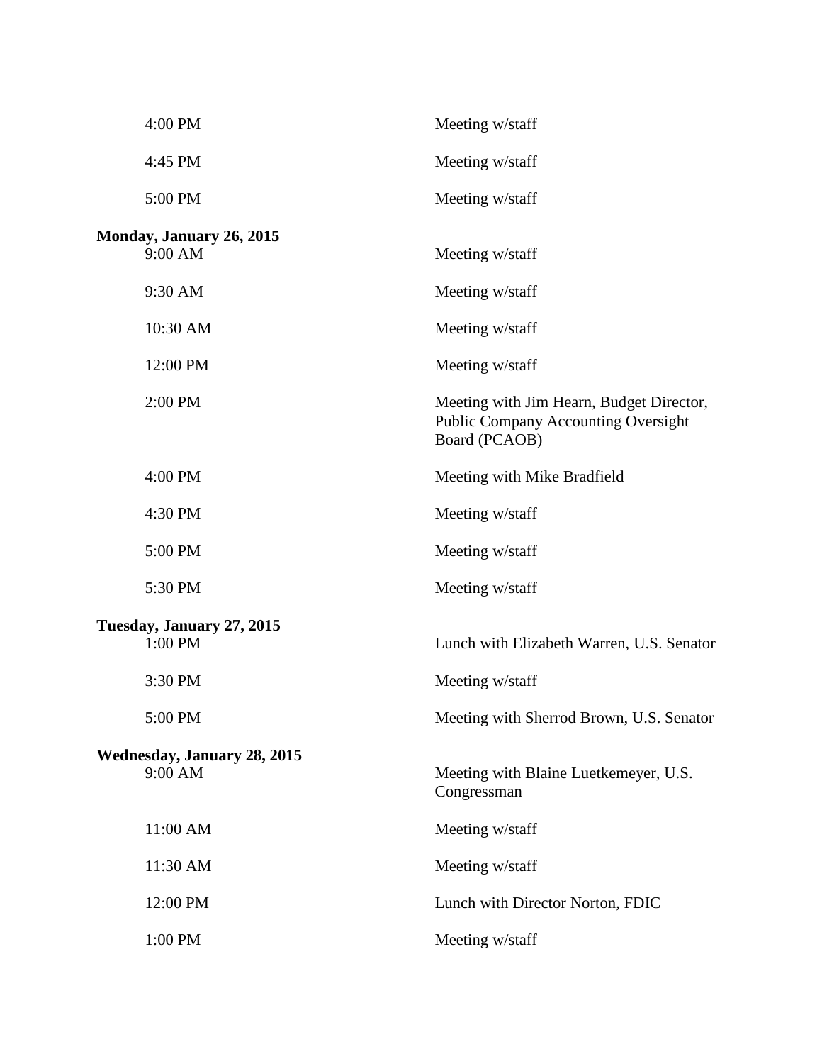| | |
|---|---|
| 4:00 PM | Meeting w/staff |
| 4:45 PM | Meeting w/staff |
| 5:00 PM | Meeting w/staff |

**Monday, January 26, 2015**

| | |
|---|---|
| 9:00 AM | Meeting w/staff |
| 9:30 AM | Meeting w/staff |
| 10:30 AM | Meeting w/staff |
| 12:00 PM | Meeting w/staff |
| 2:00 PM | Meeting with Jim Hearn, Budget Director, Public Company Accounting Oversight Board (PCAOB) |
| 4:00 PM | Meeting with Mike Bradfield |
| 4:30 PM | Meeting w/staff |
| 5:00 PM | Meeting w/staff |
| 5:30 PM | Meeting w/staff |

**Tuesday, January 27, 2015**

| | |
|---|---|
| 1:00 PM | Lunch with Elizabeth Warren, U.S. Senator |
| 3:30 PM | Meeting w/staff |
| 5:00 PM | Meeting with Sherrod Brown, U.S. Senator |

**Wednesday, January 28, 2015**

| | |
|---|---|
| 9:00 AM | Meeting with Blaine Luetkemeyer, U.S. Congressman |
| 11:00 AM | Meeting w/staff |
| 11:30 AM | Meeting w/staff |
| 12:00 PM | Lunch with Director Norton, FDIC |
| 1:00 PM | Meeting w/staff |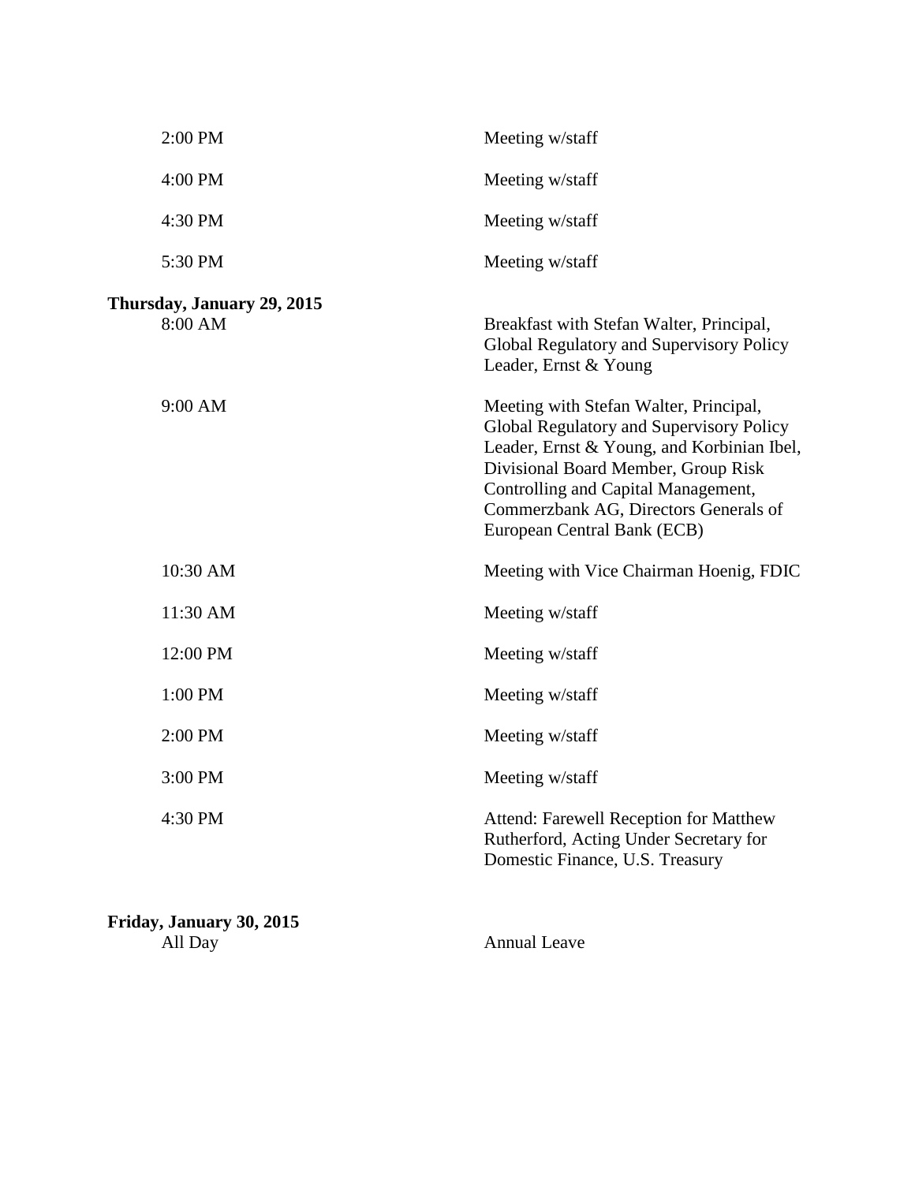| | |
|---|---|
| 2:00 PM | Meeting w/staff |
| 4:00 PM | Meeting w/staff |
| 4:30 PM | Meeting w/staff |
| 5:30 PM | Meeting w/staff |

**Thursday, January 29, 2015**

| | |
|---|---|
| 8:00 AM | Breakfast with Stefan Walter, Principal, Global Regulatory and Supervisory Policy Leader, Ernst & Young |
| 9:00 AM | Meeting with Stefan Walter, Principal, Global Regulatory and Supervisory Policy Leader, Ernst & Young, and Korbinian Ibel, Divisional Board Member, Group Risk Controlling and Capital Management, Commerzbank AG, Directors Generals of European Central Bank (ECB) |
| 10:30 AM | Meeting with Vice Chairman Hoenig, FDIC |
| 11:30 AM | Meeting w/staff |
| 12:00 PM | Meeting w/staff |
| 1:00 PM | Meeting w/staff |
| 2:00 PM | Meeting w/staff |
| 3:00 PM | Meeting w/staff |
| 4:30 PM | Attend: Farewell Reception for Matthew Rutherford, Acting Under Secretary for Domestic Finance, U.S. Treasury |

**Friday, January 30, 2015**

| | |
|---|---|
| All Day | Annual Leave |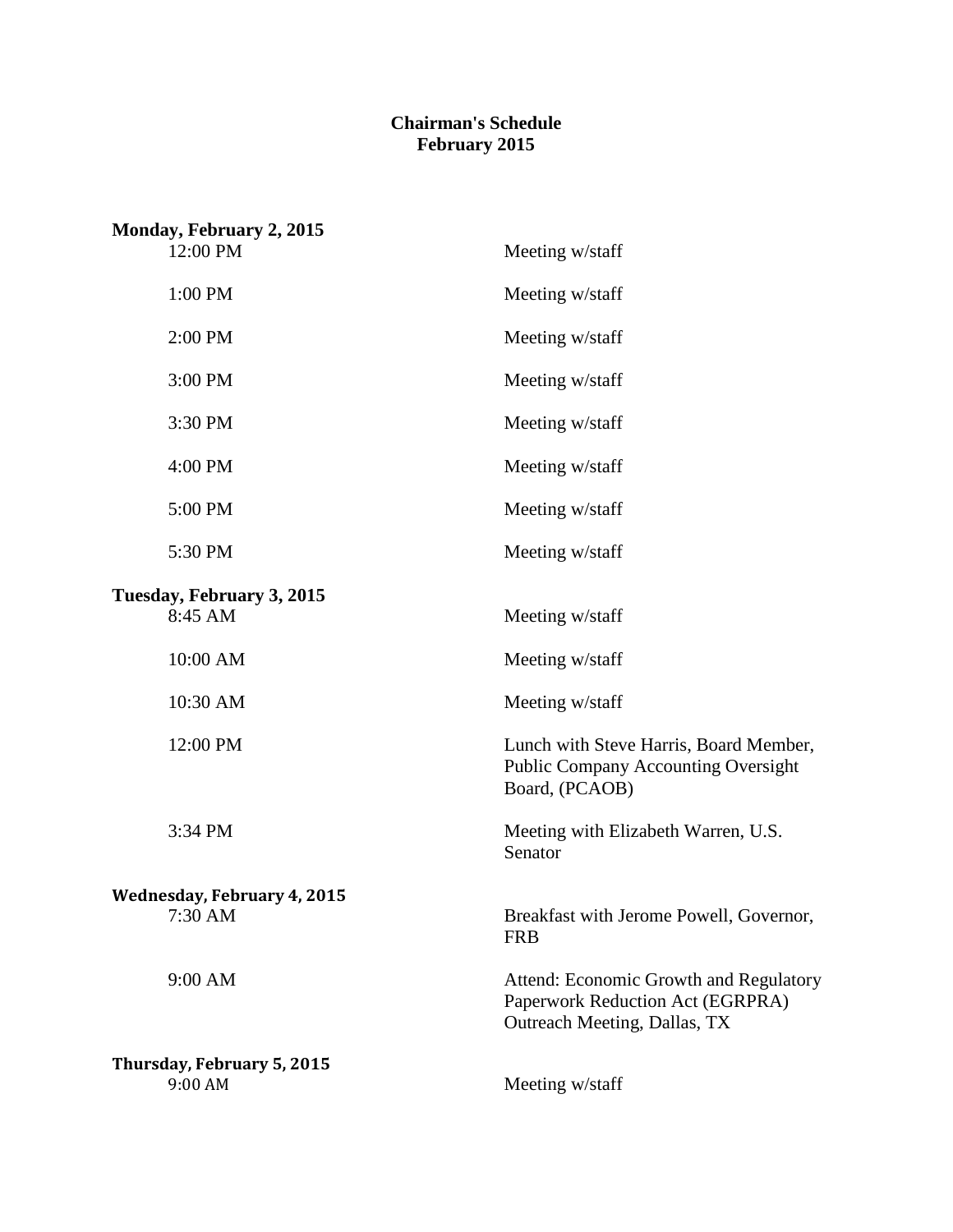# Chairman's Schedule
# February 2015

**Monday, February 2, 2015**

| | |
|---|---|
| 12:00 PM | Meeting w/staff |
| 1:00 PM | Meeting w/staff |
| 2:00 PM | Meeting w/staff |
| 3:00 PM | Meeting w/staff |
| 3:30 PM | Meeting w/staff |
| 4:00 PM | Meeting w/staff |
| 5:00 PM | Meeting w/staff |
| 5:30 PM | Meeting w/staff |

**Tuesday, February 3, 2015**

| | |
|---|---|
| 8:45 AM | Meeting w/staff |
| 10:00 AM | Meeting w/staff |
| 10:30 AM | Meeting w/staff |
| 12:00 PM | Lunch with Steve Harris, Board Member, Public Company Accounting Oversight Board, (PCAOB) |
| 3:34 PM | Meeting with Elizabeth Warren, U.S. Senator |

**Wednesday, February 4, 2015**

| | |
|---|---|
| 7:30 AM | Breakfast with Jerome Powell, Governor, FRB |
| 9:00 AM | Attend: Economic Growth and Regulatory Paperwork Reduction Act (EGRPRA) Outreach Meeting, Dallas, TX |

**Thursday, February 5, 2015**

| | |
|---|---|
| 9:00 AM | Meeting w/staff |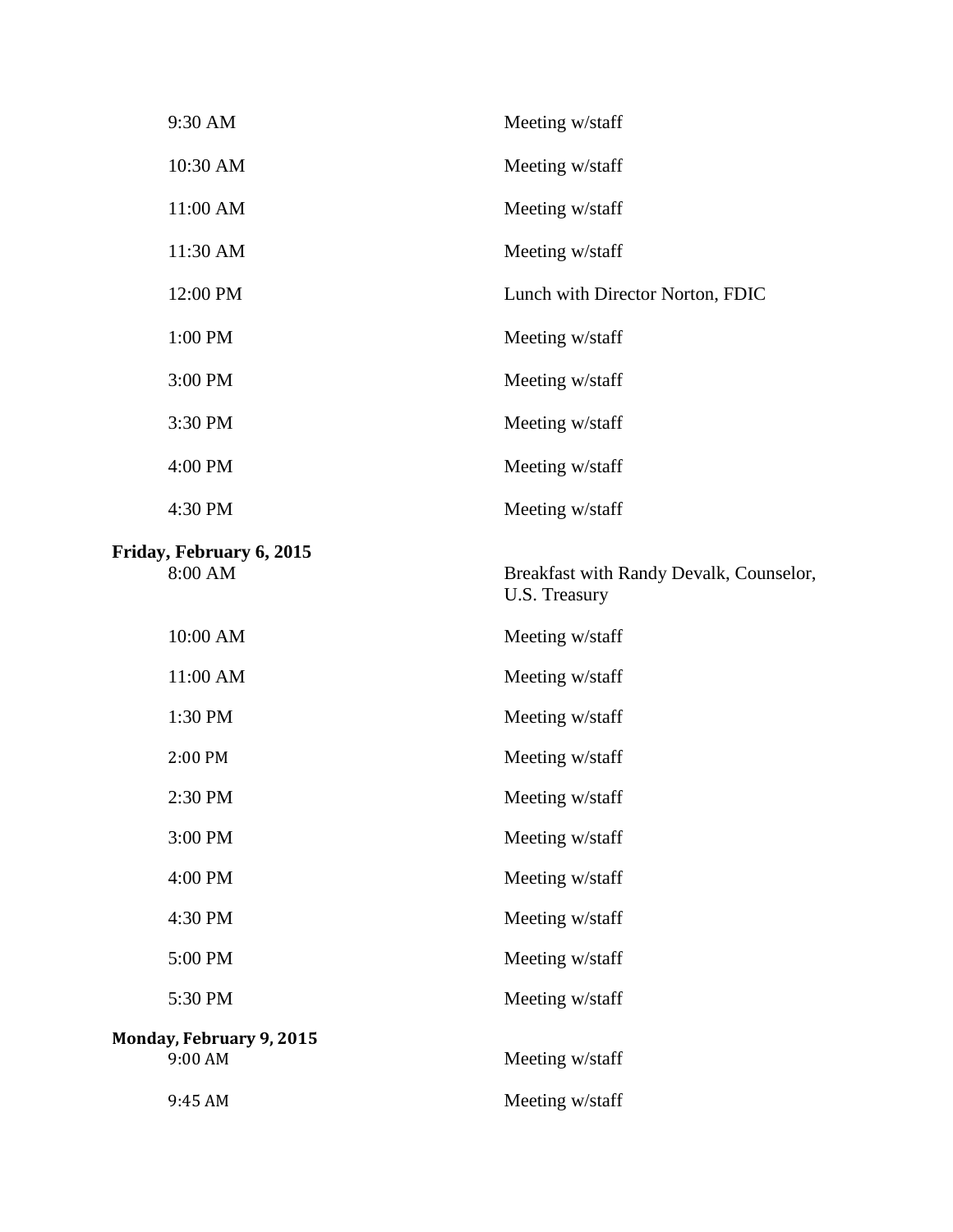| | |
|---|---|
| 9:30 AM | Meeting w/staff |
| 10:30 AM | Meeting w/staff |
| 11:00 AM | Meeting w/staff |
| 11:30 AM | Meeting w/staff |
| 12:00 PM | Lunch with Director Norton, FDIC |
| 1:00 PM | Meeting w/staff |
| 3:00 PM | Meeting w/staff |
| 3:30 PM | Meeting w/staff |
| 4:00 PM | Meeting w/staff |
| 4:30 PM | Meeting w/staff |

**Friday, February 6, 2015**

| | |
|---|---|
| 8:00 AM | Breakfast with Randy Devalk, Counselor, U.S. Treasury |
| 10:00 AM | Meeting w/staff |
| 11:00 AM | Meeting w/staff |
| 1:30 PM | Meeting w/staff |
| 2:00 PM | Meeting w/staff |
| 2:30 PM | Meeting w/staff |
| 3:00 PM | Meeting w/staff |
| 4:00 PM | Meeting w/staff |
| 4:30 PM | Meeting w/staff |
| 5:00 PM | Meeting w/staff |
| 5:30 PM | Meeting w/staff |

**Monday, February 9, 2015**

| | |
|---|---|
| 9:00 AM | Meeting w/staff |
| 9:45 AM | Meeting w/staff |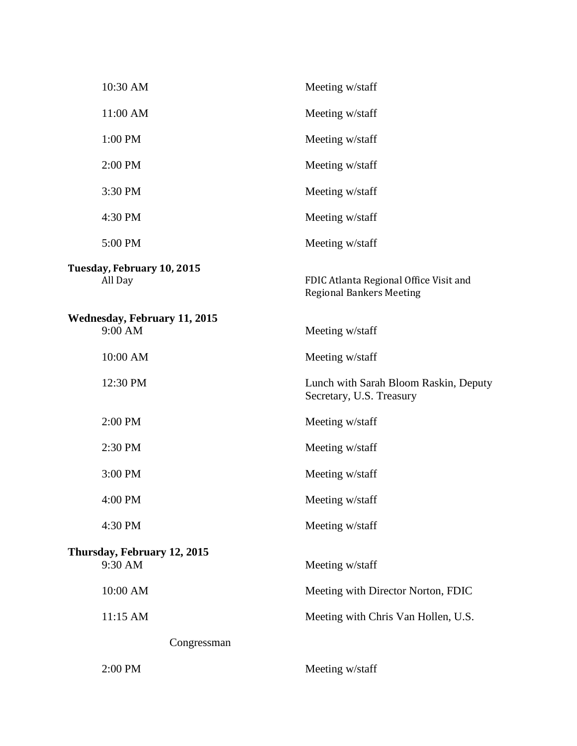| | |
|---|---|
| 10:30 AM | Meeting w/staff |
| 11:00 AM | Meeting w/staff |
| 1:00 PM | Meeting w/staff |
| 2:00 PM | Meeting w/staff |
| 3:30 PM | Meeting w/staff |
| 4:30 PM | Meeting w/staff |
| 5:00 PM | Meeting w/staff |

**Tuesday, February 10, 2015**

| | |
|---|---|
| All Day | FDIC Atlanta Regional Office Visit and Regional Bankers Meeting |

**Wednesday, February 11, 2015**

| | |
|---|---|
| 9:00 AM | Meeting w/staff |
| 10:00 AM | Meeting w/staff |
| 12:30 PM | Lunch with Sarah Bloom Raskin, Deputy Secretary, U.S. Treasury |
| 2:00 PM | Meeting w/staff |
| 2:30 PM | Meeting w/staff |
| 3:00 PM | Meeting w/staff |
| 4:00 PM | Meeting w/staff |
| 4:30 PM | Meeting w/staff |

**Thursday, February 12, 2015**

| | |
|---|---|
| 9:30 AM | Meeting w/staff |
| 10:00 AM | Meeting with Director Norton, FDIC |
| 11:15 AM | Meeting with Chris Van Hollen, U.S. Congressman |
| 2:00 PM | Meeting w/staff |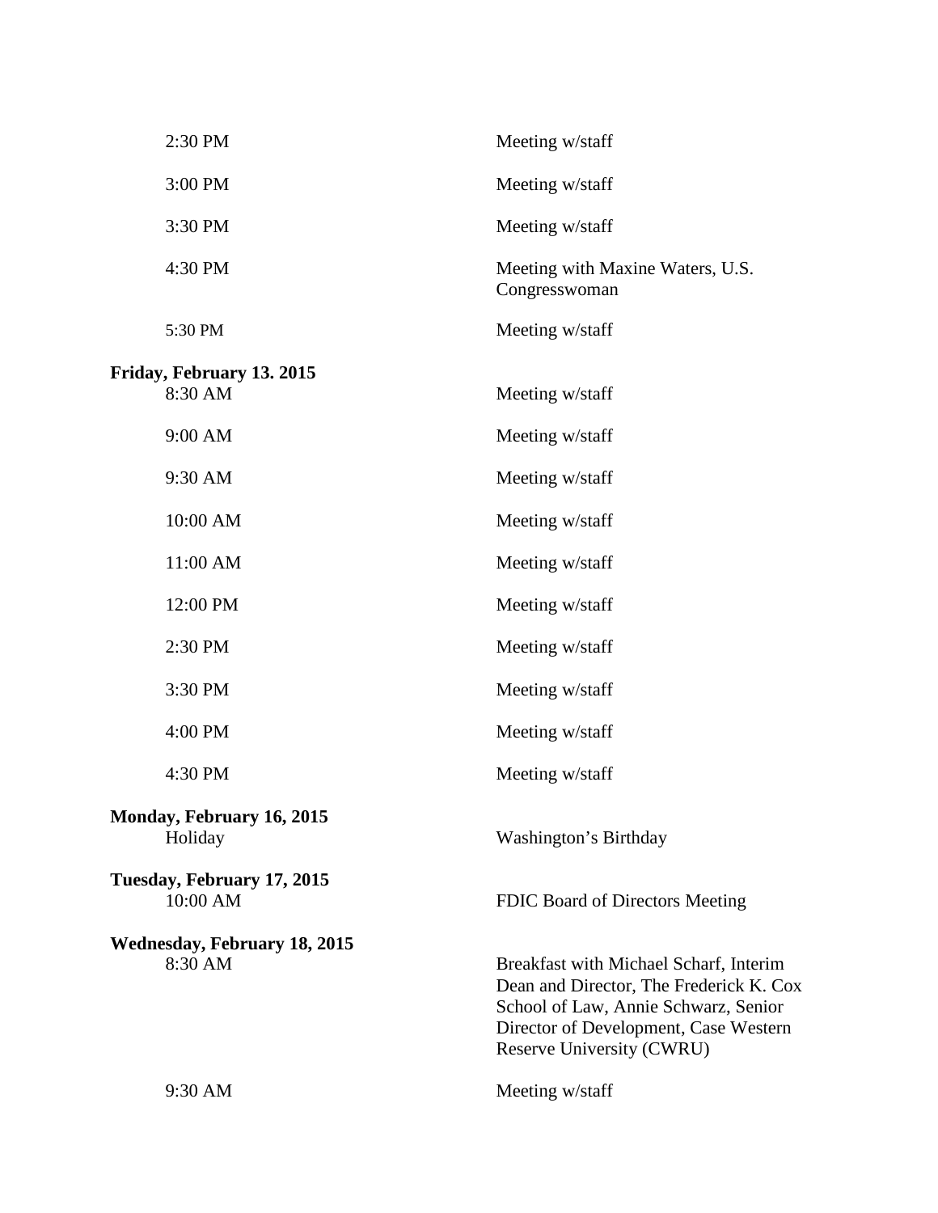| | |
|---|---|
| 2:30 PM | Meeting w/staff |
| 3:00 PM | Meeting w/staff |
| 3:30 PM | Meeting w/staff |
| 4:30 PM | Meeting with Maxine Waters, U.S. Congresswoman |
| 5:30 PM | Meeting w/staff |

**Friday, February 13. 2015**

| | |
|---|---|
| 8:30 AM | Meeting w/staff |
| 9:00 AM | Meeting w/staff |
| 9:30 AM | Meeting w/staff |
| 10:00 AM | Meeting w/staff |
| 11:00 AM | Meeting w/staff |
| 12:00 PM | Meeting w/staff |
| 2:30 PM | Meeting w/staff |
| 3:30 PM | Meeting w/staff |
| 4:00 PM | Meeting w/staff |
| 4:30 PM | Meeting w/staff |

**Monday, February 16, 2015**

| | |
|---|---|
| Holiday | Washington's Birthday |

**Tuesday, February 17, 2015**

| | |
|---|---|
| 10:00 AM | FDIC Board of Directors Meeting |

**Wednesday, February 18, 2015**

| | |
|---|---|
| 8:30 AM | Breakfast with Michael Scharf, Interim Dean and Director, The Frederick K. Cox School of Law, Annie Schwarz, Senior Director of Development, Case Western Reserve University (CWRU) |
| 9:30 AM | Meeting w/staff |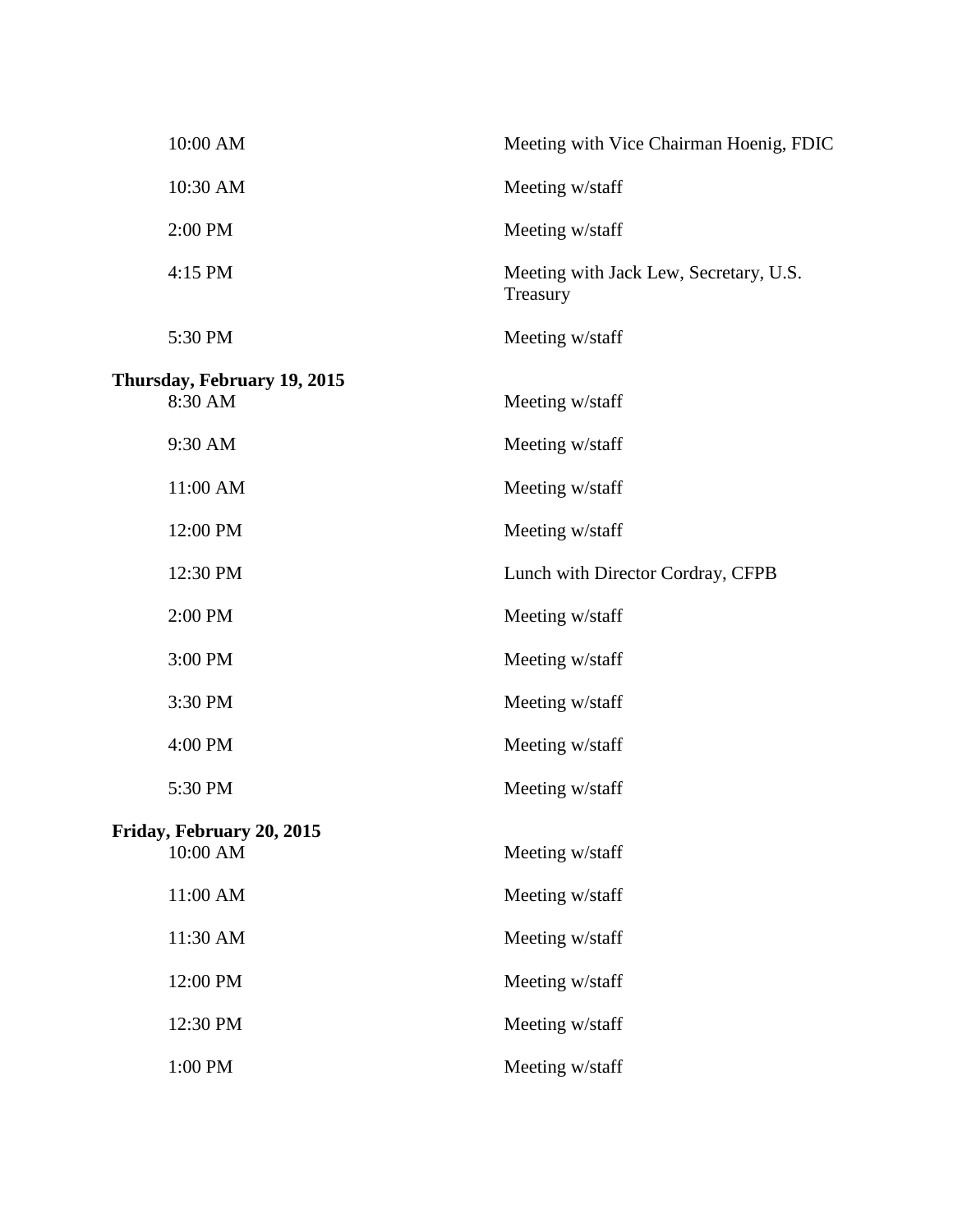| | |
|---|---|
| 10:00 AM | Meeting with Vice Chairman Hoenig, FDIC |
| 10:30 AM | Meeting w/staff |
| 2:00 PM | Meeting w/staff |
| 4:15 PM | Meeting with Jack Lew, Secretary, U.S. Treasury |
| 5:30 PM | Meeting w/staff |

**Thursday, February 19, 2015**

| | |
|---|---|
| 8:30 AM | Meeting w/staff |
| 9:30 AM | Meeting w/staff |
| 11:00 AM | Meeting w/staff |
| 12:00 PM | Meeting w/staff |
| 12:30 PM | Lunch with Director Cordray, CFPB |
| 2:00 PM | Meeting w/staff |
| 3:00 PM | Meeting w/staff |
| 3:30 PM | Meeting w/staff |
| 4:00 PM | Meeting w/staff |
| 5:30 PM | Meeting w/staff |

**Friday, February 20, 2015**

| | |
|---|---|
| 10:00 AM | Meeting w/staff |
| 11:00 AM | Meeting w/staff |
| 11:30 AM | Meeting w/staff |
| 12:00 PM | Meeting w/staff |
| 12:30 PM | Meeting w/staff |
| 1:00 PM | Meeting w/staff |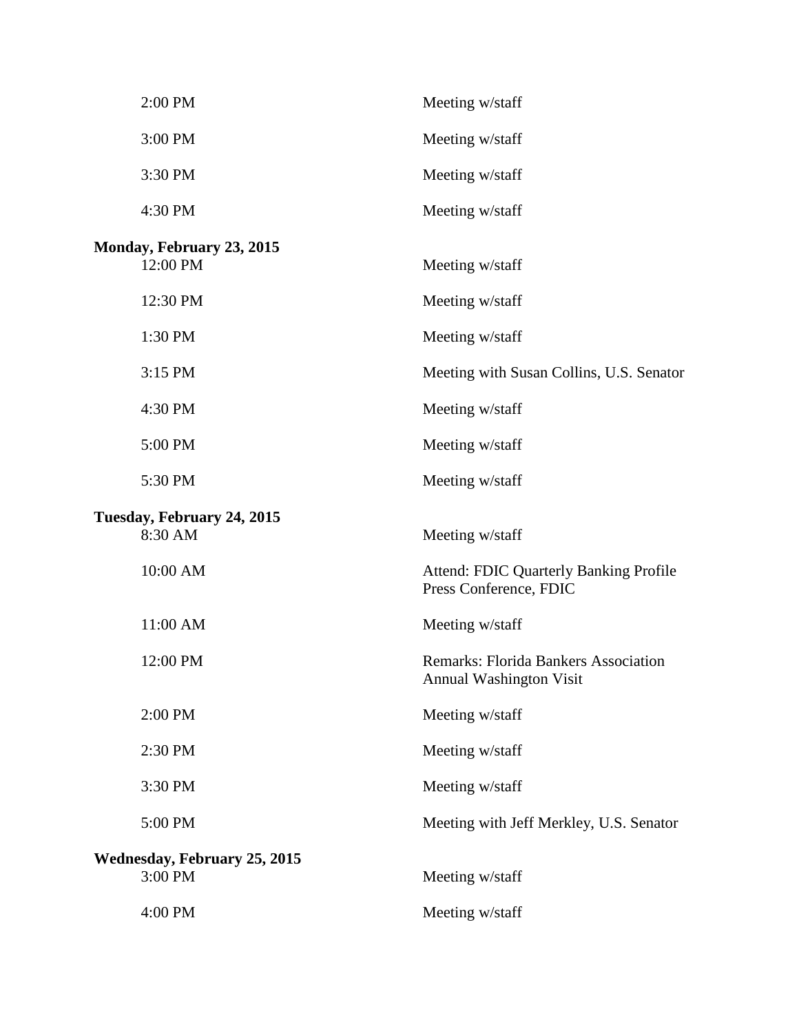| | |
|---|---|
| 2:00 PM | Meeting w/staff |
| 3:00 PM | Meeting w/staff |
| 3:30 PM | Meeting w/staff |
| 4:30 PM | Meeting w/staff |

**Monday, February 23, 2015**

| | |
|---|---|
| 12:00 PM | Meeting w/staff |
| 12:30 PM | Meeting w/staff |
| 1:30 PM | Meeting w/staff |
| 3:15 PM | Meeting with Susan Collins, U.S. Senator |
| 4:30 PM | Meeting w/staff |
| 5:00 PM | Meeting w/staff |
| 5:30 PM | Meeting w/staff |

**Tuesday, February 24, 2015**

| | |
|---|---|
| 8:30 AM | Meeting w/staff |
| 10:00 AM | Attend: FDIC Quarterly Banking Profile Press Conference, FDIC |
| 11:00 AM | Meeting w/staff |
| 12:00 PM | Remarks: Florida Bankers Association Annual Washington Visit |
| 2:00 PM | Meeting w/staff |
| 2:30 PM | Meeting w/staff |
| 3:30 PM | Meeting w/staff |
| 5:00 PM | Meeting with Jeff Merkley, U.S. Senator |

**Wednesday, February 25, 2015**

| | |
|---|---|
| 3:00 PM | Meeting w/staff |
| 4:00 PM | Meeting w/staff |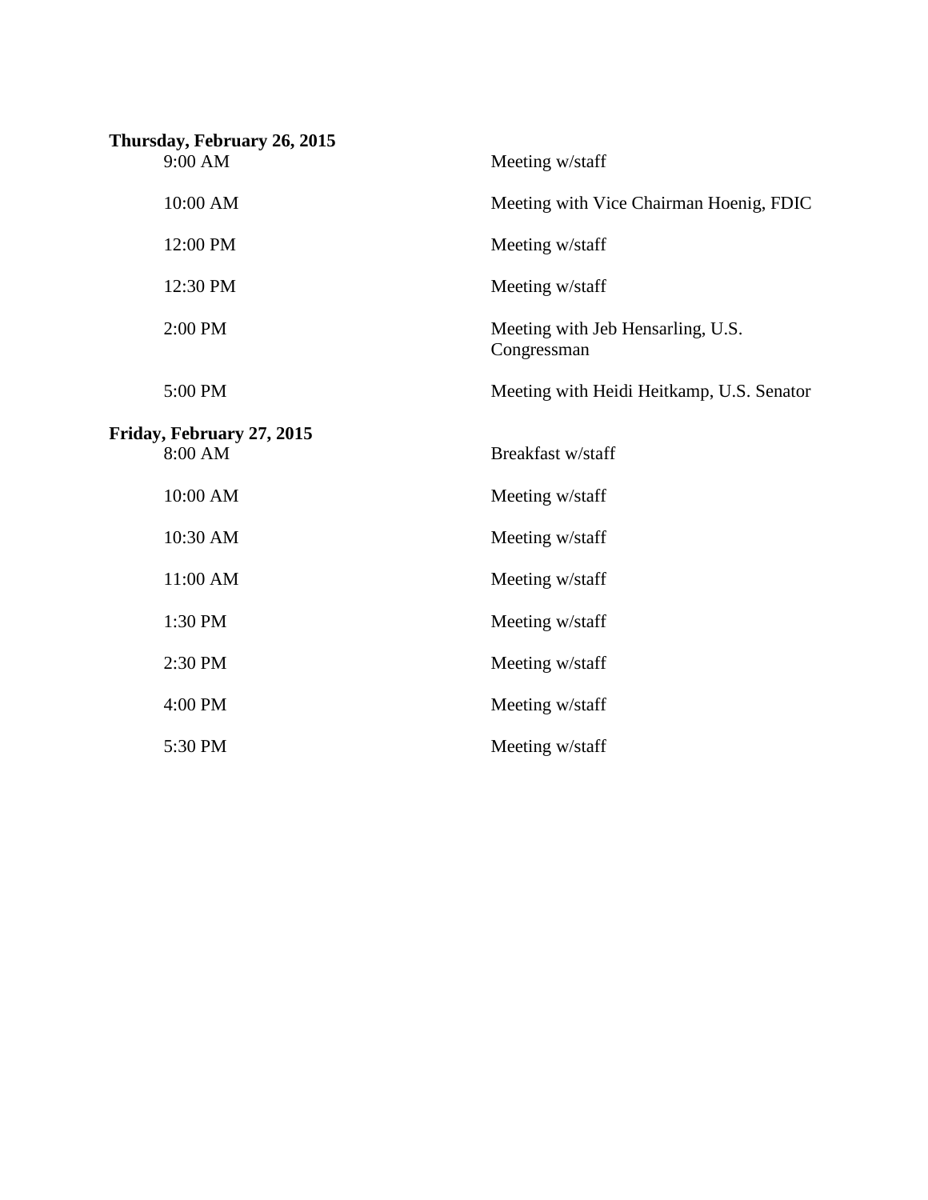**Thursday, February 26, 2015**

| | |
|---|---|
| 9:00 AM | Meeting w/staff |
| 10:00 AM | Meeting with Vice Chairman Hoenig, FDIC |
| 12:00 PM | Meeting w/staff |
| 12:30 PM | Meeting w/staff |
| 2:00 PM | Meeting with Jeb Hensarling, U.S. Congressman |
| 5:00 PM | Meeting with Heidi Heitkamp, U.S. Senator |

**Friday, February 27, 2015**

| | |
|---|---|
| 8:00 AM | Breakfast w/staff |
| 10:00 AM | Meeting w/staff |
| 10:30 AM | Meeting w/staff |
| 11:00 AM | Meeting w/staff |
| 1:30 PM | Meeting w/staff |
| 2:30 PM | Meeting w/staff |
| 4:00 PM | Meeting w/staff |
| 5:30 PM | Meeting w/staff |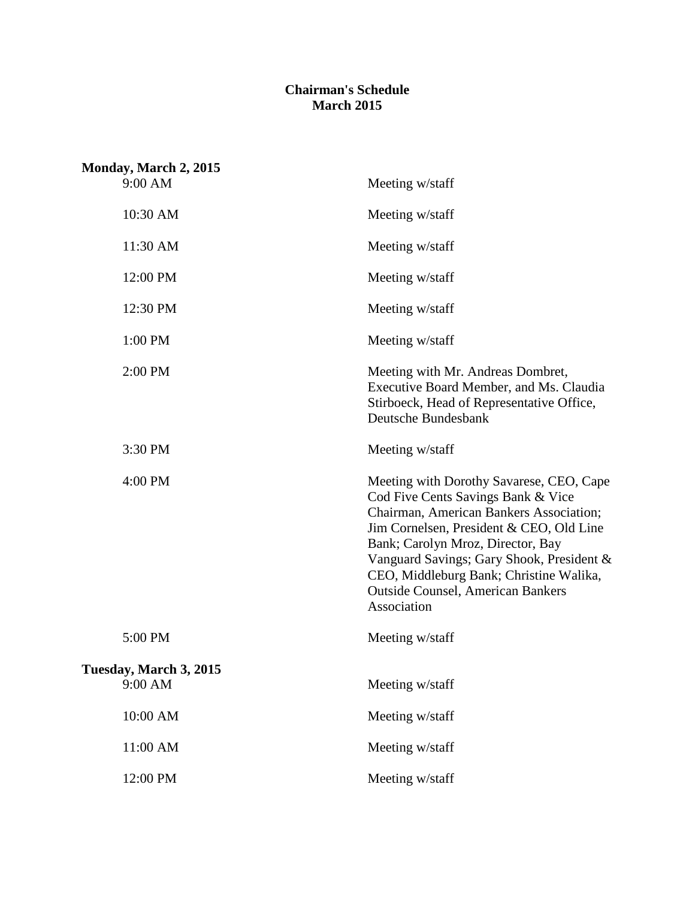# Chairman's Schedule
## March 2015

**Monday, March 2, 2015**

| | |
|---|---|
| 9:00 AM | Meeting w/staff |
| 10:30 AM | Meeting w/staff |
| 11:30 AM | Meeting w/staff |
| 12:00 PM | Meeting w/staff |
| 12:30 PM | Meeting w/staff |
| 1:00 PM | Meeting w/staff |
| 2:00 PM | Meeting with Mr. Andreas Dombret, Executive Board Member, and Ms. Claudia Stirboeck, Head of Representative Office, Deutsche Bundesbank |
| 3:30 PM | Meeting w/staff |
| 4:00 PM | Meeting with Dorothy Savarese, CEO, Cape Cod Five Cents Savings Bank & Vice Chairman, American Bankers Association; Jim Cornelsen, President & CEO, Old Line Bank; Carolyn Mroz, Director, Bay Vanguard Savings; Gary Shook, President & CEO, Middleburg Bank; Christine Walika, Outside Counsel, American Bankers Association |
| 5:00 PM | Meeting w/staff |

**Tuesday, March 3, 2015**

| | |
|---|---|
| 9:00 AM | Meeting w/staff |
| 10:00 AM | Meeting w/staff |
| 11:00 AM | Meeting w/staff |
| 12:00 PM | Meeting w/staff |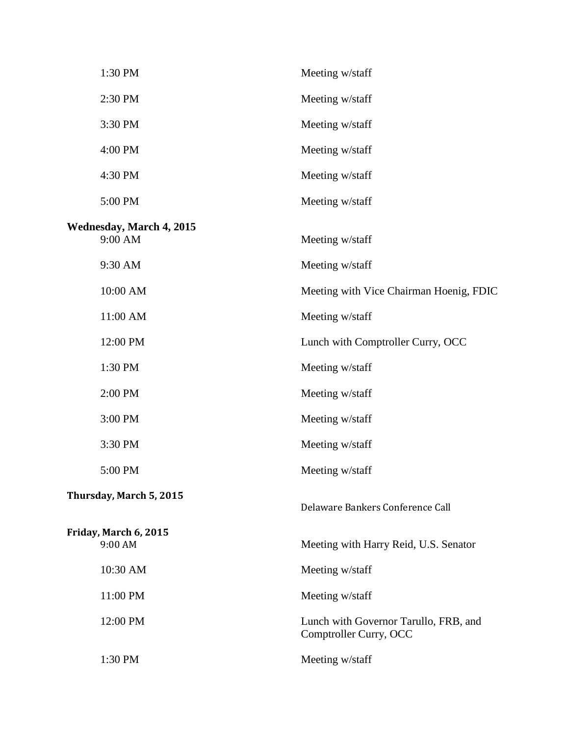| | |
|---|---|
| 1:30 PM | Meeting w/staff |
| 2:30 PM | Meeting w/staff |
| 3:30 PM | Meeting w/staff |
| 4:00 PM | Meeting w/staff |
| 4:30 PM | Meeting w/staff |
| 5:00 PM | Meeting w/staff |

**Wednesday, March 4, 2015**

| | |
|---|---|
| 9:00 AM | Meeting w/staff |
| 9:30 AM | Meeting w/staff |
| 10:00 AM | Meeting with Vice Chairman Hoenig, FDIC |
| 11:00 AM | Meeting w/staff |
| 12:00 PM | Lunch with Comptroller Curry, OCC |
| 1:30 PM | Meeting w/staff |
| 2:00 PM | Meeting w/staff |
| 3:00 PM | Meeting w/staff |
| 3:30 PM | Meeting w/staff |
| 5:00 PM | Meeting w/staff |

**Thursday, March 5, 2015**

| | |
|---|---|
| | Delaware Bankers Conference Call |

**Friday, March 6, 2015**

| | |
|---|---|
| 9:00 AM | Meeting with Harry Reid, U.S. Senator |
| 10:30 AM | Meeting w/staff |
| 11:00 PM | Meeting w/staff |
| 12:00 PM | Lunch with Governor Tarullo, FRB, and Comptroller Curry, OCC |
| 1:30 PM | Meeting w/staff |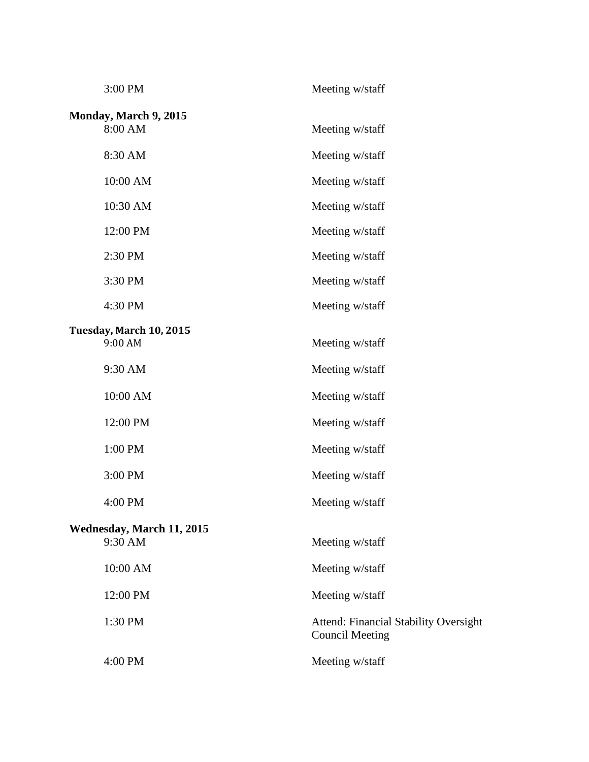3:00 PM Meeting w/staff

**Monday, March 9, 2015**

| | |
|---|---|
| 8:00 AM | Meeting w/staff |
| 8:30 AM | Meeting w/staff |
| 10:00 AM | Meeting w/staff |
| 10:30 AM | Meeting w/staff |
| 12:00 PM | Meeting w/staff |
| 2:30 PM | Meeting w/staff |
| 3:30 PM | Meeting w/staff |
| 4:30 PM | Meeting w/staff |

**Tuesday, March 10, 2015**

| | |
|---|---|
| 9:00 AM | Meeting w/staff |
| 9:30 AM | Meeting w/staff |
| 10:00 AM | Meeting w/staff |
| 12:00 PM | Meeting w/staff |
| 1:00 PM | Meeting w/staff |
| 3:00 PM | Meeting w/staff |
| 4:00 PM | Meeting w/staff |

**Wednesday, March 11, 2015**

| | |
|---|---|
| 9:30 AM | Meeting w/staff |
| 10:00 AM | Meeting w/staff |
| 12:00 PM | Meeting w/staff |
| 1:30 PM | Attend: Financial Stability Oversight Council Meeting |
| 4:00 PM | Meeting w/staff |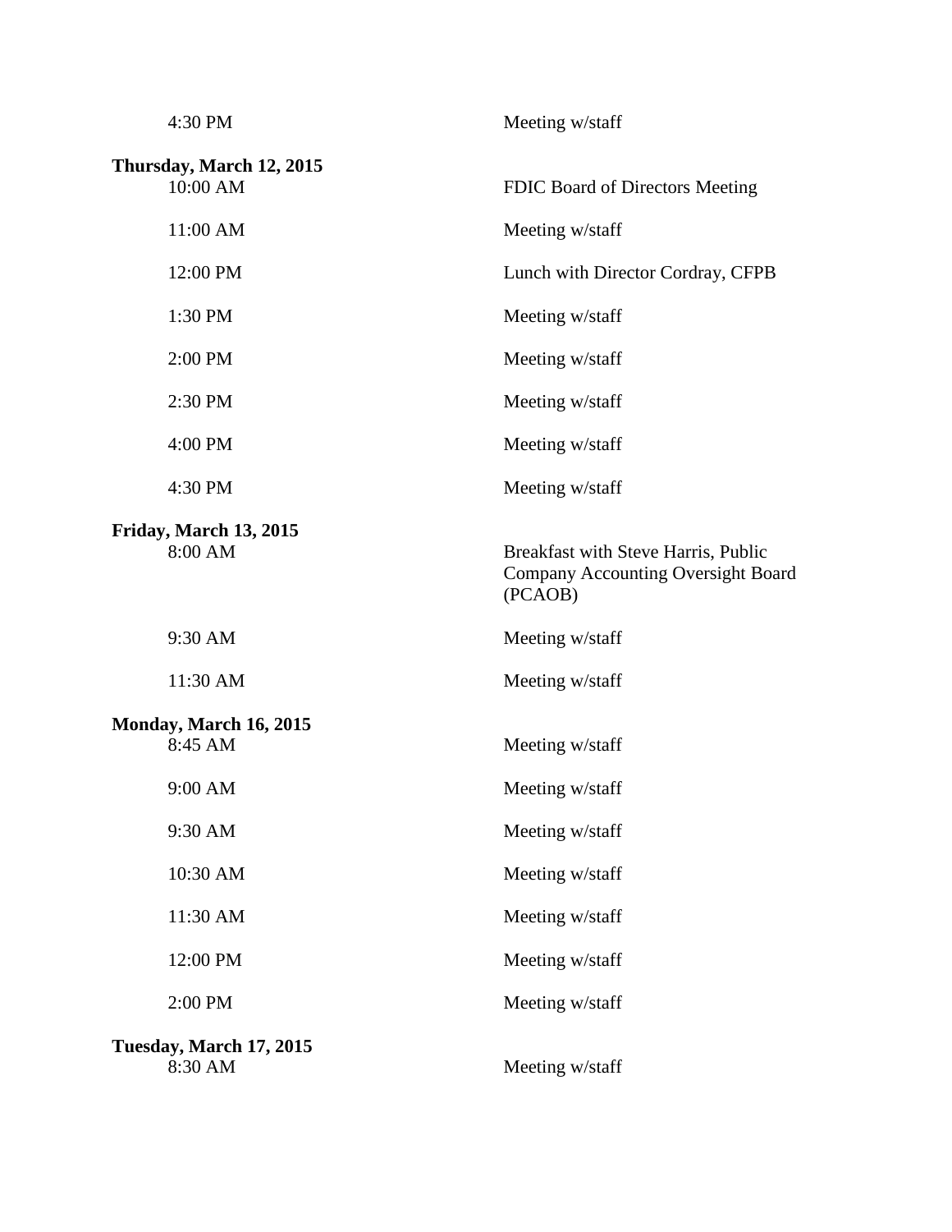| | |
|---|---|
| 4:30 PM | Meeting w/staff |

**Thursday, March 12, 2015**

| | |
|---|---|
| 10:00 AM | FDIC Board of Directors Meeting |
| 11:00 AM | Meeting w/staff |
| 12:00 PM | Lunch with Director Cordray, CFPB |
| 1:30 PM | Meeting w/staff |
| 2:00 PM | Meeting w/staff |
| 2:30 PM | Meeting w/staff |
| 4:00 PM | Meeting w/staff |
| 4:30 PM | Meeting w/staff |

**Friday, March 13, 2015**

| | |
|---|---|
| 8:00 AM | Breakfast with Steve Harris, Public Company Accounting Oversight Board (PCAOB) |
| 9:30 AM | Meeting w/staff |
| 11:30 AM | Meeting w/staff |

**Monday, March 16, 2015**

| | |
|---|---|
| 8:45 AM | Meeting w/staff |
| 9:00 AM | Meeting w/staff |
| 9:30 AM | Meeting w/staff |
| 10:30 AM | Meeting w/staff |
| 11:30 AM | Meeting w/staff |
| 12:00 PM | Meeting w/staff |
| 2:00 PM | Meeting w/staff |

**Tuesday, March 17, 2015**

| | |
|---|---|
| 8:30 AM | Meeting w/staff |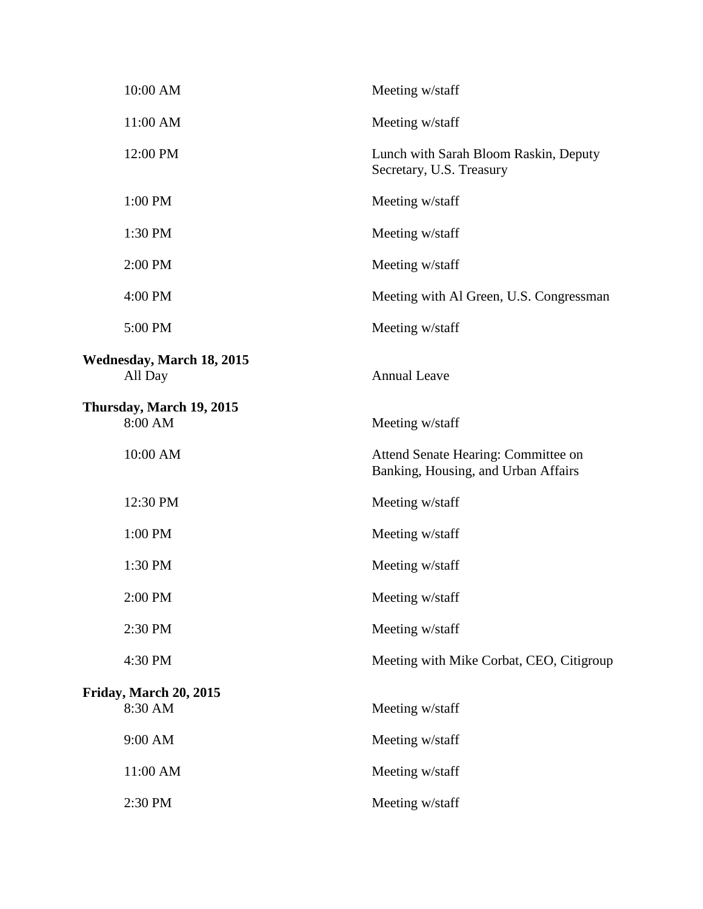| | |
|---|---|
| 10:00 AM | Meeting w/staff |
| 11:00 AM | Meeting w/staff |
| 12:00 PM | Lunch with Sarah Bloom Raskin, Deputy Secretary, U.S. Treasury |
| 1:00 PM | Meeting w/staff |
| 1:30 PM | Meeting w/staff |
| 2:00 PM | Meeting w/staff |
| 4:00 PM | Meeting with Al Green, U.S. Congressman |
| 5:00 PM | Meeting w/staff |

**Wednesday, March 18, 2015**

| | |
|---|---|
| All Day | Annual Leave |

**Thursday, March 19, 2015**

| | |
|---|---|
| 8:00 AM | Meeting w/staff |
| 10:00 AM | Attend Senate Hearing: Committee on Banking, Housing, and Urban Affairs |
| 12:30 PM | Meeting w/staff |
| 1:00 PM | Meeting w/staff |
| 1:30 PM | Meeting w/staff |
| 2:00 PM | Meeting w/staff |
| 2:30 PM | Meeting w/staff |
| 4:30 PM | Meeting with Mike Corbat, CEO, Citigroup |

**Friday, March 20, 2015**

| | |
|---|---|
| 8:30 AM | Meeting w/staff |
| 9:00 AM | Meeting w/staff |
| 11:00 AM | Meeting w/staff |
| 2:30 PM | Meeting w/staff |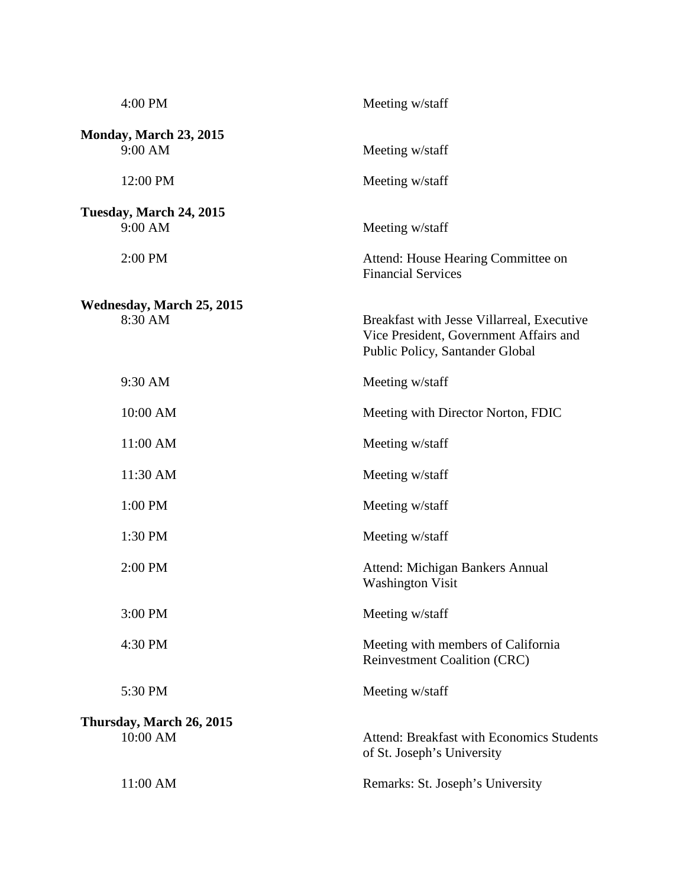| | |
|---|---|
| 4:00 PM | Meeting w/staff |

**Monday, March 23, 2015**

| | |
|---|---|
| 9:00 AM | Meeting w/staff |
| 12:00 PM | Meeting w/staff |

**Tuesday, March 24, 2015**

| | |
|---|---|
| 9:00 AM | Meeting w/staff |
| 2:00 PM | Attend: House Hearing Committee on Financial Services |

**Wednesday, March 25, 2015**

| | |
|---|---|
| 8:30 AM | Breakfast with Jesse Villarreal, Executive Vice President, Government Affairs and Public Policy, Santander Global |
| 9:30 AM | Meeting w/staff |
| 10:00 AM | Meeting with Director Norton, FDIC |
| 11:00 AM | Meeting w/staff |
| 11:30 AM | Meeting w/staff |
| 1:00 PM | Meeting w/staff |
| 1:30 PM | Meeting w/staff |
| 2:00 PM | Attend: Michigan Bankers Annual Washington Visit |
| 3:00 PM | Meeting w/staff |
| 4:30 PM | Meeting with members of California Reinvestment Coalition (CRC) |
| 5:30 PM | Meeting w/staff |

**Thursday, March 26, 2015**

| | |
|---|---|
| 10:00 AM | Attend: Breakfast with Economics Students of St. Joseph's University |
| 11:00 AM | Remarks: St. Joseph's University |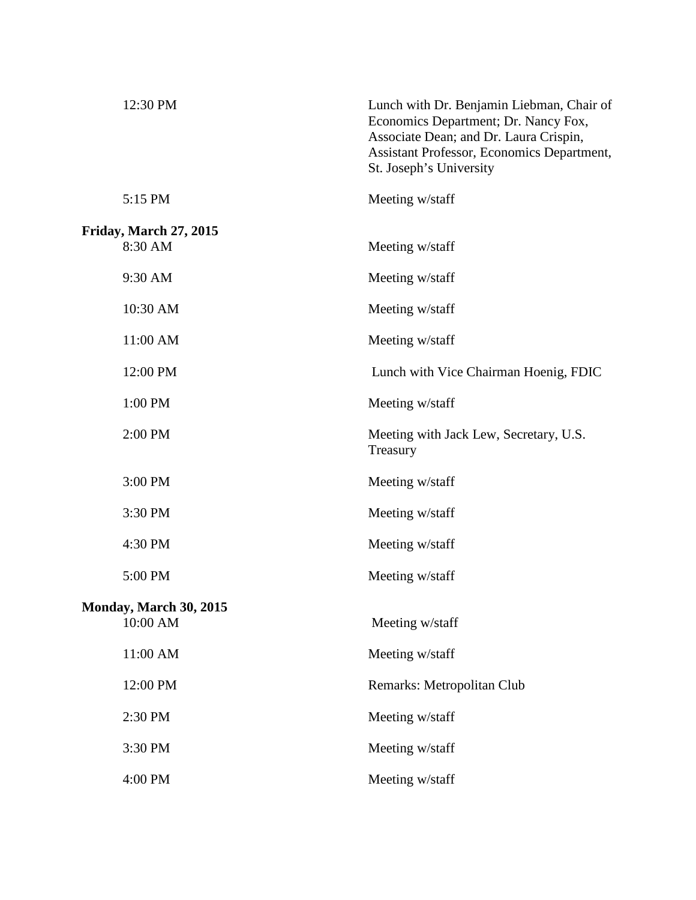| | |
|---|---|
| 12:30 PM | Lunch with Dr. Benjamin Liebman, Chair of Economics Department; Dr. Nancy Fox, Associate Dean; and Dr. Laura Crispin, Assistant Professor, Economics Department, St. Joseph's University |
| 5:15 PM | Meeting w/staff |

**Friday, March 27, 2015**

| | |
|---|---|
| 8:30 AM | Meeting w/staff |
| 9:30 AM | Meeting w/staff |
| 10:30 AM | Meeting w/staff |
| 11:00 AM | Meeting w/staff |
| 12:00 PM | Lunch with Vice Chairman Hoenig, FDIC |
| 1:00 PM | Meeting w/staff |
| 2:00 PM | Meeting with Jack Lew, Secretary, U.S. Treasury |
| 3:00 PM | Meeting w/staff |
| 3:30 PM | Meeting w/staff |
| 4:30 PM | Meeting w/staff |
| 5:00 PM | Meeting w/staff |

**Monday, March 30, 2015**

| | |
|---|---|
| 10:00 AM | Meeting w/staff |
| 11:00 AM | Meeting w/staff |
| 12:00 PM | Remarks: Metropolitan Club |
| 2:30 PM | Meeting w/staff |
| 3:30 PM | Meeting w/staff |
| 4:00 PM | Meeting w/staff |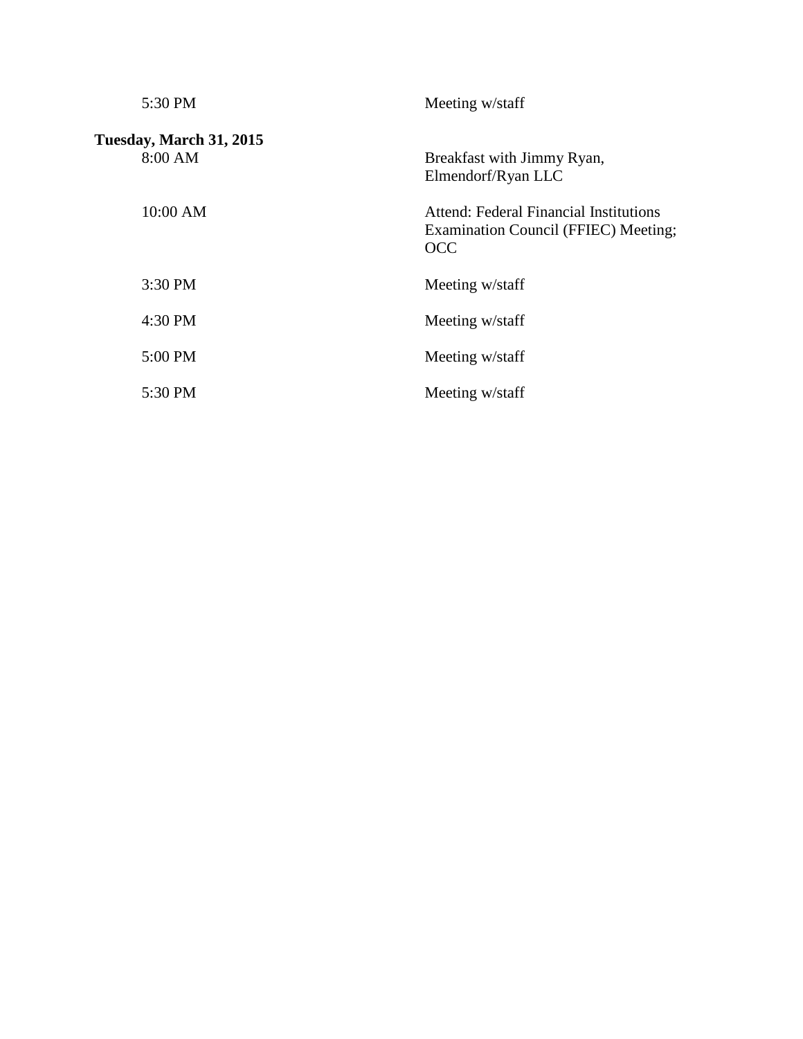| | |
|---|---|
| 5:30 PM | Meeting w/staff |

**Tuesday, March 31, 2015**

| | |
|---|---|
| 8:00 AM | Breakfast with Jimmy Ryan, Elmendorf/Ryan LLC |
| 10:00 AM | Attend: Federal Financial Institutions Examination Council (FFIEC) Meeting; OCC |
| 3:30 PM | Meeting w/staff |
| 4:30 PM | Meeting w/staff |
| 5:00 PM | Meeting w/staff |
| 5:30 PM | Meeting w/staff |